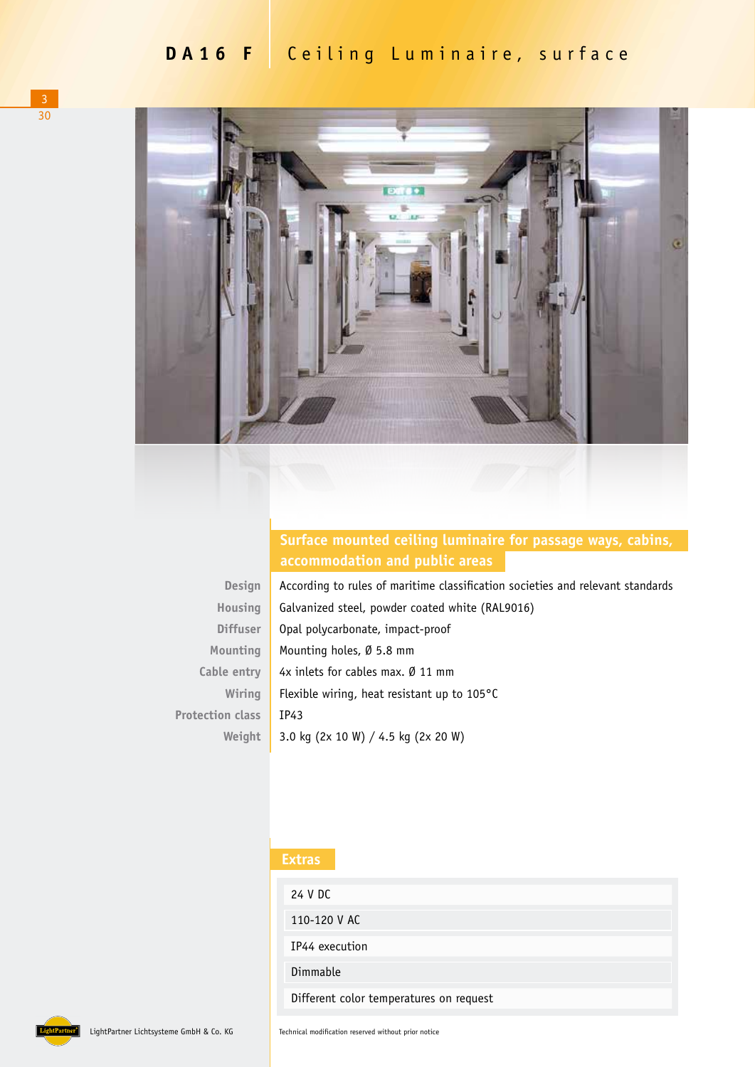# DA16 F Ceiling Luminaire, surface

## Surface mounted ceiling luminaire for passage ways, cabins, accommodation and public areas

| | |
|---|---|
| Design | According to rules of maritime classification societies and relevant standards |
| Housing | Galvanized steel, powder coated white (RAL9016) |
| Diffuser | Opal polycarbonate, impact-proof |
| Mounting | Mounting holes, Ø 5.8 mm |
| Cable entry | 4x inlets for cables max. Ø 11 mm |
| Wiring | Flexible wiring, heat resistant up to 105°C |
| Protection class | IP43 |
| Weight | 3.0 kg (2x 10 W) / 4.5 kg (2x 20 W) |

## Extras

- 24 V DC
- 110-120 V AC
- IP44 execution
- Dimmable
- Different color temperatures on request

LightPartner Lichtsysteme GmbH & Co. KG

Technical modification reserved without prior notice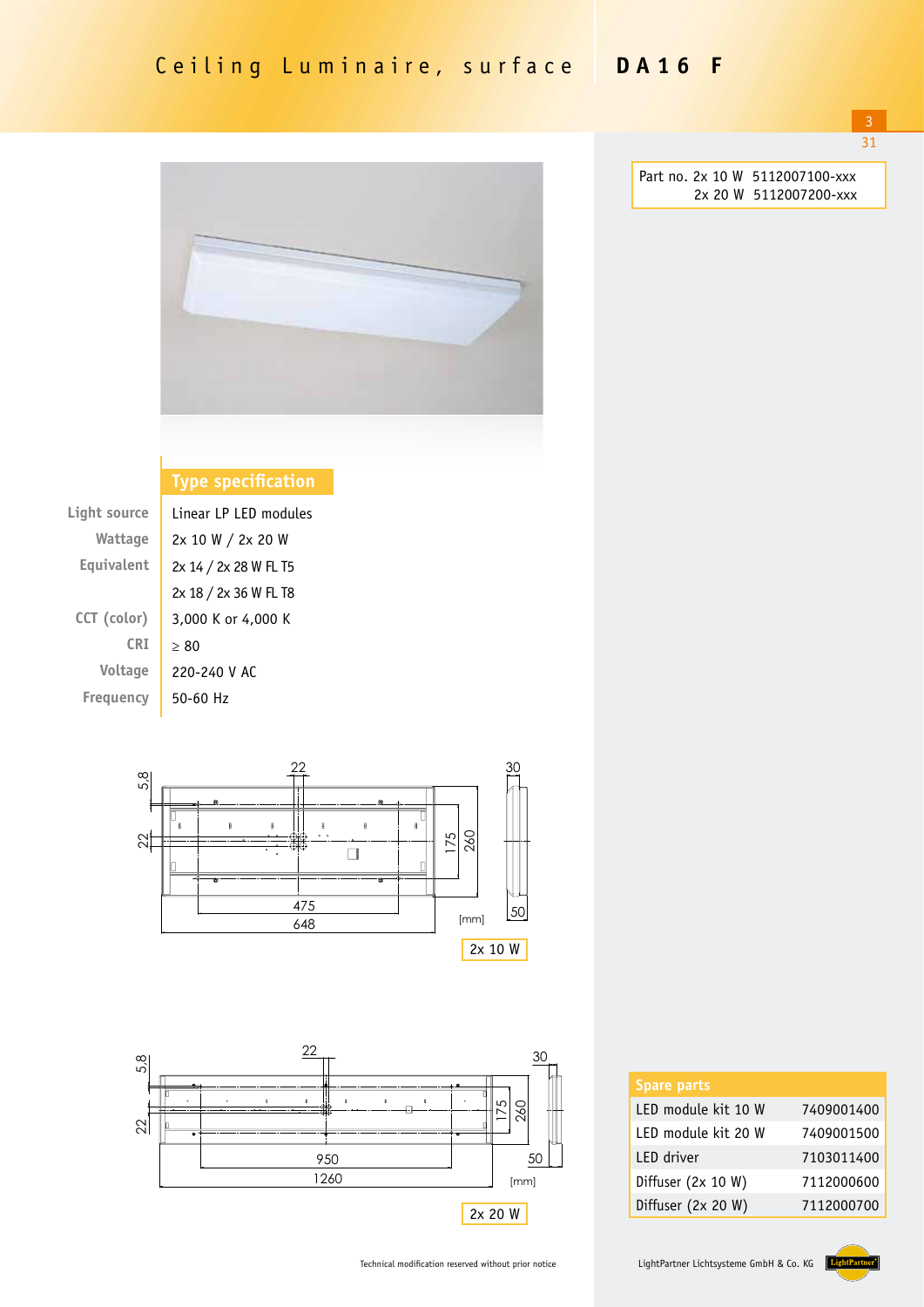# Ceiling Luminaire, surface DA16 F

Part no. 2x 10 W 5112007100-xxx
2x 20 W 5112007200-xxx

## Type specification

| | |
|---|---|
| Light source | Linear LP LED modules |
| Wattage | 2x 10 W / 2x 20 W |
| Equivalent | 2x 14 / 2x 28 W FL T5 |
| | 2x 18 / 2x 36 W FL T8 |
| CCT (color) | 3,000 K or 4,000 K |
| CRI | ≥ 80 |
| Voltage | 220-240 V AC |
| Frequency | 50-60 Hz |

5.8
22
22
175
260
30
50
475
648
[mm]

2x 10 W

5.8
22
22
175
260
30
50
950
1260
[mm]

2x 20 W

## Spare parts

| | |
|---|---|
| LED module kit 10 W | 7409001400 |
| LED module kit 20 W | 7409001500 |
| LED driver | 7103011400 |
| Diffuser (2x 10 W) | 7112000600 |
| Diffuser (2x 20 W) | 7112000700 |

Technical modification reserved without prior notice

LightPartner Lichtsysteme GmbH & Co. KG